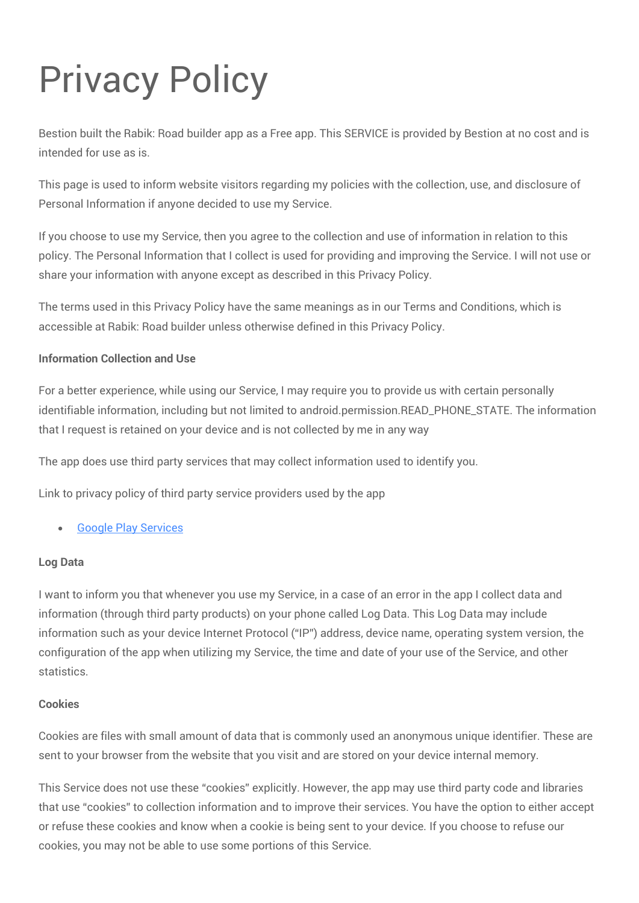# Privacy Policy

Bestion built the Rabik: Road builder app as a Free app. This SERVICE is provided by Bestion at no cost and is intended for use as is.

This page is used to inform website visitors regarding my policies with the collection, use, and disclosure of Personal Information if anyone decided to use my Service.

If you choose to use my Service, then you agree to the collection and use of information in relation to this policy. The Personal Information that I collect is used for providing and improving the Service. I will not use or share your information with anyone except as described in this Privacy Policy.

The terms used in this Privacy Policy have the same meanings as in our Terms and Conditions, which is accessible at Rabik: Road builder unless otherwise defined in this Privacy Policy.

**Information Collection and Use**

For a better experience, while using our Service, I may require you to provide us with certain personally identifiable information, including but not limited to android.permission.READ_PHONE_STATE. The information that I request is retained on your device and is not collected by me in any way

The app does use third party services that may collect information used to identify you.

Link to privacy policy of third party service providers used by the app

- Google Play Services

**Log Data**

I want to inform you that whenever you use my Service, in a case of an error in the app I collect data and information (through third party products) on your phone called Log Data. This Log Data may include information such as your device Internet Protocol ("IP") address, device name, operating system version, the configuration of the app when utilizing my Service, the time and date of your use of the Service, and other statistics.

**Cookies**

Cookies are files with small amount of data that is commonly used an anonymous unique identifier. These are sent to your browser from the website that you visit and are stored on your device internal memory.

This Service does not use these "cookies" explicitly. However, the app may use third party code and libraries that use "cookies" to collection information and to improve their services. You have the option to either accept or refuse these cookies and know when a cookie is being sent to your device. If you choose to refuse our cookies, you may not be able to use some portions of this Service.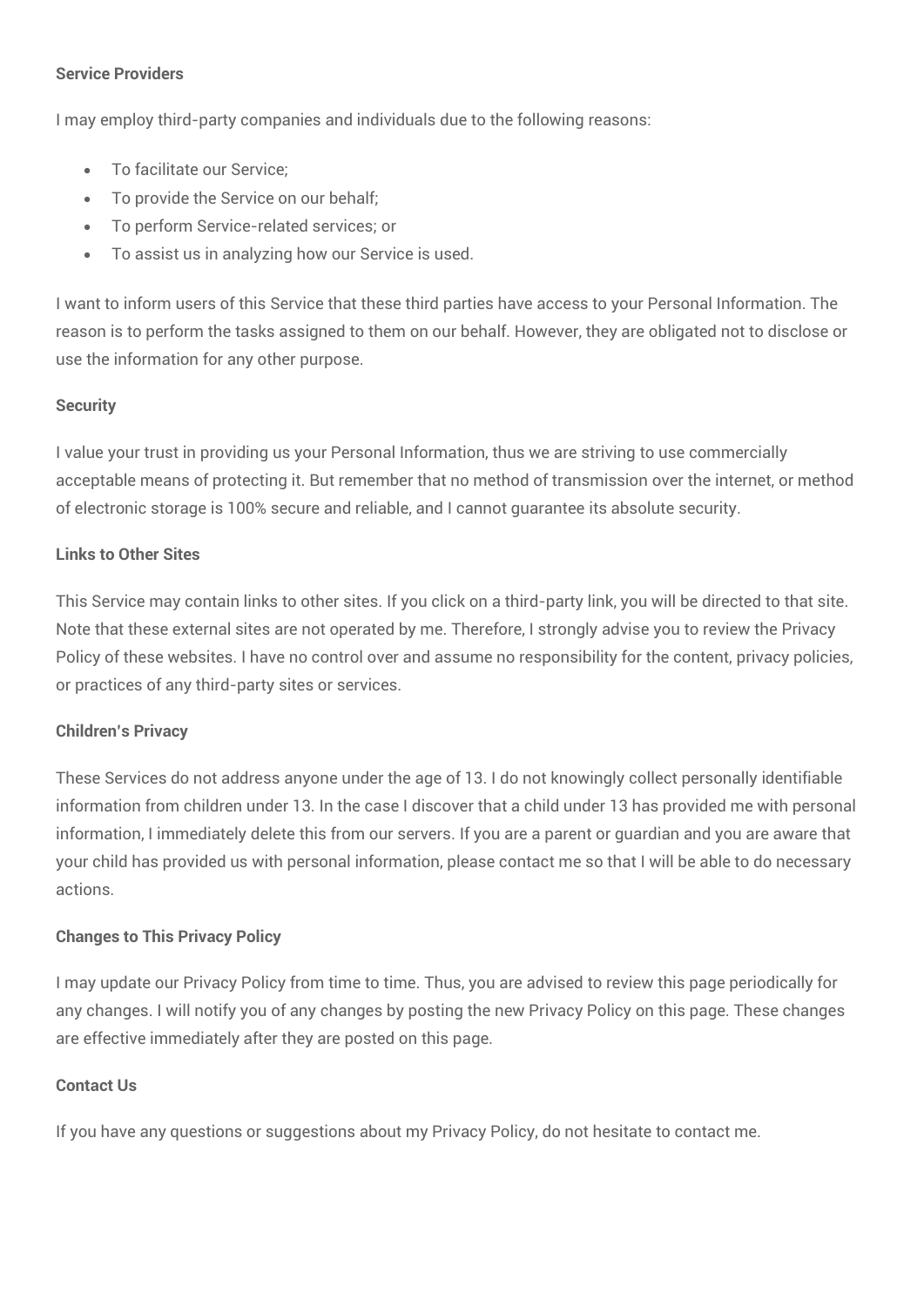**Service Providers**

I may employ third-party companies and individuals due to the following reasons:

- To facilitate our Service;
- To provide the Service on our behalf;
- To perform Service-related services; or
- To assist us in analyzing how our Service is used.

I want to inform users of this Service that these third parties have access to your Personal Information. The reason is to perform the tasks assigned to them on our behalf. However, they are obligated not to disclose or use the information for any other purpose.

**Security**

I value your trust in providing us your Personal Information, thus we are striving to use commercially acceptable means of protecting it. But remember that no method of transmission over the internet, or method of electronic storage is 100% secure and reliable, and I cannot guarantee its absolute security.

**Links to Other Sites**

This Service may contain links to other sites. If you click on a third-party link, you will be directed to that site. Note that these external sites are not operated by me. Therefore, I strongly advise you to review the Privacy Policy of these websites. I have no control over and assume no responsibility for the content, privacy policies, or practices of any third-party sites or services.

**Children's Privacy**

These Services do not address anyone under the age of 13. I do not knowingly collect personally identifiable information from children under 13. In the case I discover that a child under 13 has provided me with personal information, I immediately delete this from our servers. If you are a parent or guardian and you are aware that your child has provided us with personal information, please contact me so that I will be able to do necessary actions.

**Changes to This Privacy Policy**

I may update our Privacy Policy from time to time. Thus, you are advised to review this page periodically for any changes. I will notify you of any changes by posting the new Privacy Policy on this page. These changes are effective immediately after they are posted on this page.

**Contact Us**

If you have any questions or suggestions about my Privacy Policy, do not hesitate to contact me.